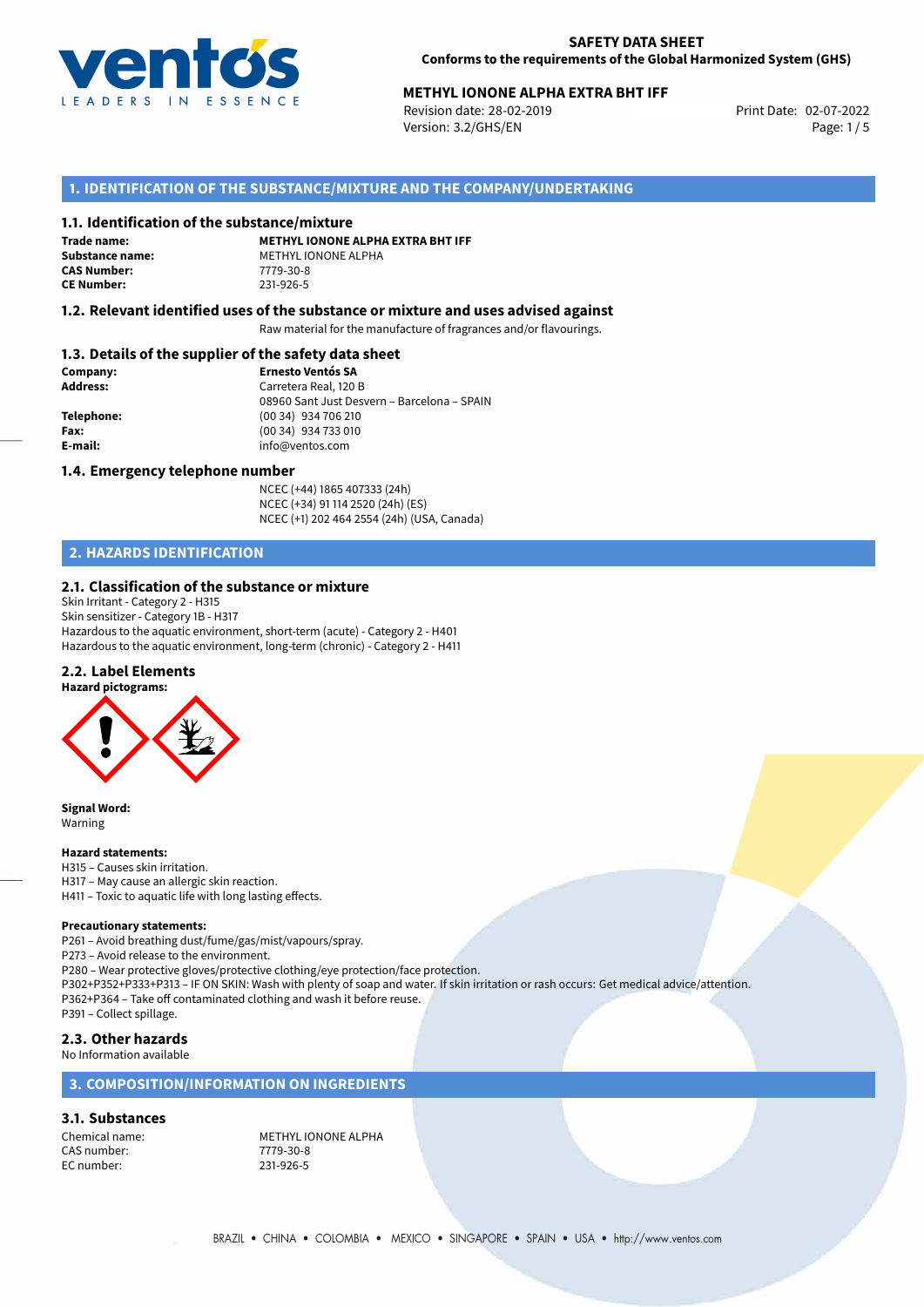**SAFETY DATA SHEET**
**Conforms to the requirements of the Global Harmonized System (GHS)**

**METHYL IONONE ALPHA EXTRA BHT IFF**
Revision date: 28-02-2019
Version: 3.2/GHS/EN
Print Date: 02-07-2022

## 1. IDENTIFICATION OF THE SUBSTANCE/MIXTURE AND THE COMPANY/UNDERTAKING

### 1.1. Identification of the substance/mixture

**Trade name:** **METHYL IONONE ALPHA EXTRA BHT IFF**
**Substance name:** METHYL IONONE ALPHA
**CAS Number:** 7779-30-8
**CE Number:** 231-926-5

### 1.2. Relevant identified uses of the substance or mixture and uses advised against

Raw material for the manufacture of fragrances and/or flavourings.

### 1.3. Details of the supplier of the safety data sheet

**Company:** **Ernesto Ventós SA**
**Address:** Carretera Real, 120 B
08960 Sant Just Desvern – Barcelona – SPAIN
**Telephone:** (00 34) 934 706 210
**Fax:** (00 34) 934 733 010
**E-mail:** info@ventos.com

### 1.4. Emergency telephone number

NCEC (+44) 1865 407333 (24h)
NCEC (+34) 91 114 2520 (24h) (ES)
NCEC (+1) 202 464 2554 (24h) (USA, Canada)

## 2. HAZARDS IDENTIFICATION

### 2.1. Classification of the substance or mixture

Skin Irritant - Category 2 - H315
Skin sensitizer - Category 1B - H317
Hazardous to the aquatic environment, short-term (acute) - Category 2 - H401
Hazardous to the aquatic environment, long-term (chronic) - Category 2 - H411

### 2.2. Label Elements

**Hazard pictograms:**

**Signal Word:**
Warning

**Hazard statements:**
H315 – Causes skin irritation.
H317 – May cause an allergic skin reaction.
H411 – Toxic to aquatic life with long lasting effects.

**Precautionary statements:**
P261 – Avoid breathing dust/fume/gas/mist/vapours/spray.
P273 – Avoid release to the environment.
P280 – Wear protective gloves/protective clothing/eye protection/face protection.
P302+P352+P333+P313 – IF ON SKIN: Wash with plenty of soap and water. If skin irritation or rash occurs: Get medical advice/attention.
P362+P364 – Take off contaminated clothing and wash it before reuse.
P391 – Collect spillage.

### 2.3. Other hazards

No Information available

## 3. COMPOSITION/INFORMATION ON INGREDIENTS

### 3.1. Substances

Chemical name: METHYL IONONE ALPHA
CAS number: 7779-30-8
EC number: 231-926-5

BRAZIL • CHINA • COLOMBIA • MEXICO • SINGAPORE • SPAIN • USA • http://www.ventos.com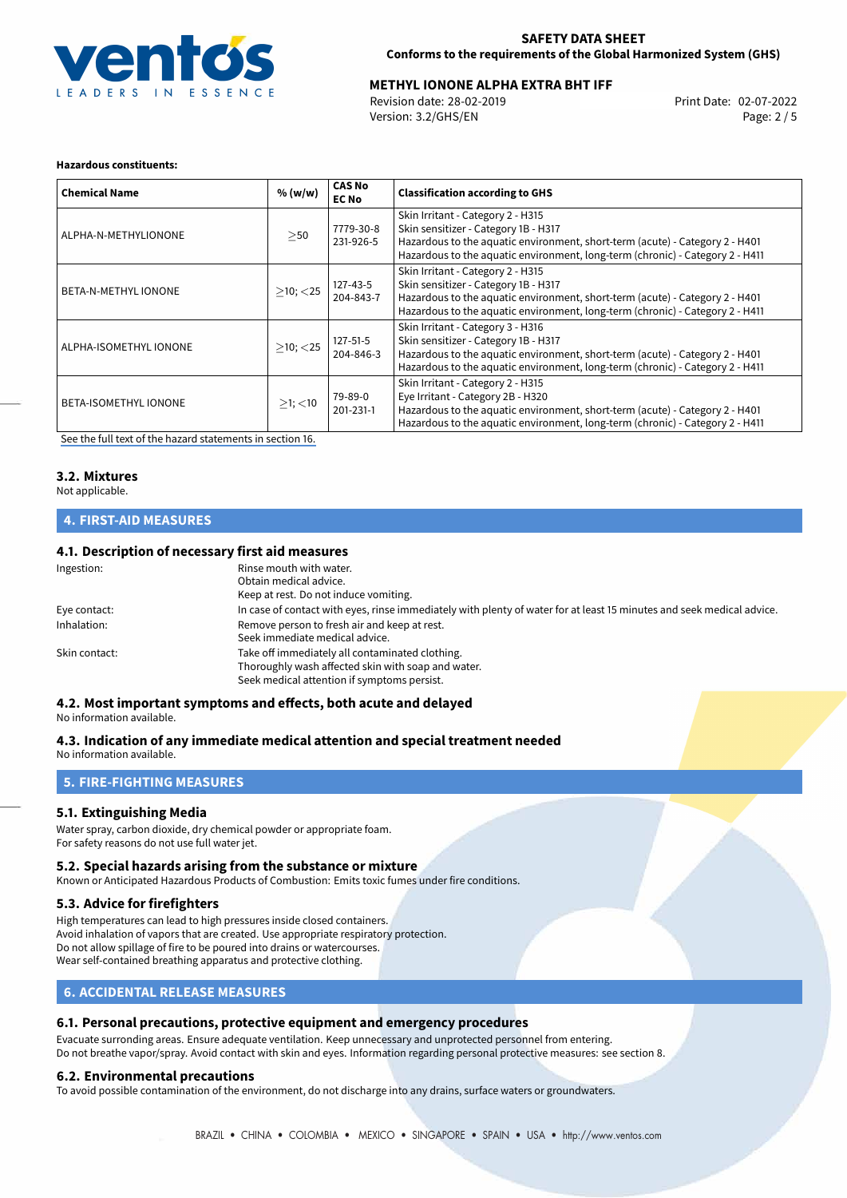**Hazardous constituents:**

| Chemical Name | % (w/w) | CAS No<br>EC No | Classification according to GHS |
|---|---|---|---|
| ALPHA-N-METHYLIONONE | $\geq$50 | 7779-30-8<br>231-926-5 | Skin Irritant - Category 2 - H315<br>Skin sensitizer - Category 1B - H317<br>Hazardous to the aquatic environment, short-term (acute) - Category 2 - H401<br>Hazardous to the aquatic environment, long-term (chronic) - Category 2 - H411 |
| BETA-N-METHYL IONONE | $\geq$10; $<$25 | 127-43-5<br>204-843-7 | Skin Irritant - Category 2 - H315<br>Skin sensitizer - Category 1B - H317<br>Hazardous to the aquatic environment, short-term (acute) - Category 2 - H401<br>Hazardous to the aquatic environment, long-term (chronic) - Category 2 - H411 |
| ALPHA-ISOMETHYL IONONE | $\geq$10; $<$25 | 127-51-5<br>204-846-3 | Skin Irritant - Category 3 - H316<br>Skin sensitizer - Category 1B - H317<br>Hazardous to the aquatic environment, short-term (acute) - Category 2 - H401<br>Hazardous to the aquatic environment, long-term (chronic) - Category 2 - H411 |
| BETA-ISOMETHYL IONONE | $\geq$1; $<$10 | 79-89-0<br>201-231-1 | Skin Irritant - Category 2 - H315<br>Eye Irritant - Category 2B - H320<br>Hazardous to the aquatic environment, short-term (acute) - Category 2 - H401<br>Hazardous to the aquatic environment, long-term (chronic) - Category 2 - H411 |

See the full text of the hazard statements in section 16.

### 3.2. Mixtures

Not applicable.

## 4. FIRST-AID MEASURES

### 4.1. Description of necessary first aid measures

| | |
|---|---|
| Ingestion: | Rinse mouth with water.<br>Obtain medical advice.<br>Keep at rest. Do not induce vomiting. |
| Eye contact: | In case of contact with eyes, rinse immediately with plenty of water for at least 15 minutes and seek medical advice. |
| Inhalation: | Remove person to fresh air and keep at rest.<br>Seek immediate medical advice. |
| Skin contact: | Take off immediately all contaminated clothing.<br>Thoroughly wash affected skin with soap and water.<br>Seek medical attention if symptoms persist. |

### 4.2. Most important symptoms and effects, both acute and delayed

No information available.

### 4.3. Indication of any immediate medical attention and special treatment needed

No information available.

## 5. FIRE-FIGHTING MEASURES

### 5.1. Extinguishing Media

Water spray, carbon dioxide, dry chemical powder or appropriate foam.
For safety reasons do not use full water jet.

### 5.2. Special hazards arising from the substance or mixture

Known or Anticipated Hazardous Products of Combustion: Emits toxic fumes under fire conditions.

### 5.3. Advice for firefighters

High temperatures can lead to high pressures inside closed containers.
Avoid inhalation of vapors that are created. Use appropriate respiratory protection.
Do not allow spillage of fire to be poured into drains or watercourses.
Wear self-contained breathing apparatus and protective clothing.

## 6. ACCIDENTAL RELEASE MEASURES

### 6.1. Personal precautions, protective equipment and emergency procedures

Evacuate surrounding areas. Ensure adequate ventilation. Keep unnecessary and unprotected personnel from entering.
Do not breathe vapor/spray. Avoid contact with skin and eyes. Information regarding personal protective measures: see section 8.

### 6.2. Environmental precautions

To avoid possible contamination of the environment, do not discharge into any drains, surface waters or groundwaters.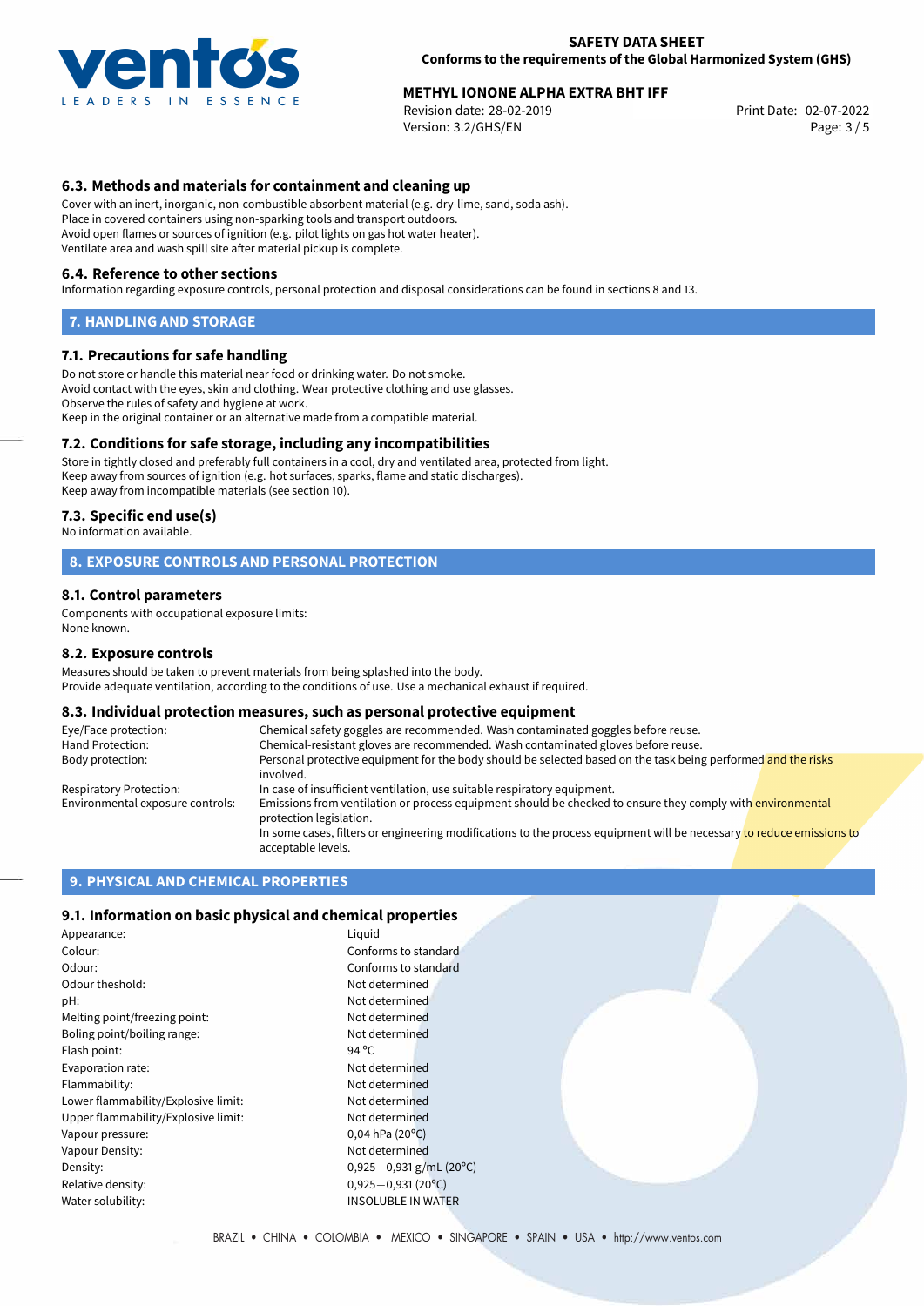### 6.3. Methods and materials for containment and cleaning up

Cover with an inert, inorganic, non-combustible absorbent material (e.g. dry-lime, sand, soda ash).
Place in covered containers using non-sparking tools and transport outdoors.
Avoid open flames or sources of ignition (e.g. pilot lights on gas hot water heater).
Ventilate area and wash spill site after material pickup is complete.

### 6.4. Reference to other sections

Information regarding exposure controls, personal protection and disposal considerations can be found in sections 8 and 13.

## 7. HANDLING AND STORAGE

### 7.1. Precautions for safe handling

Do not store or handle this material near food or drinking water. Do not smoke.
Avoid contact with the eyes, skin and clothing. Wear protective clothing and use glasses.
Observe the rules of safety and hygiene at work.
Keep in the original container or an alternative made from a compatible material.

### 7.2. Conditions for safe storage, including any incompatibilities

Store in tightly closed and preferably full containers in a cool, dry and ventilated area, protected from light.
Keep away from sources of ignition (e.g. hot surfaces, sparks, flame and static discharges).
Keep away from incompatible materials (see section 10).

### 7.3. Specific end use(s)

No information available.

## 8. EXPOSURE CONTROLS AND PERSONAL PROTECTION

### 8.1. Control parameters

Components with occupational exposure limits:
None known.

### 8.2. Exposure controls

Measures should be taken to prevent materials from being splashed into the body.
Provide adequate ventilation, according to the conditions of use. Use a mechanical exhaust if required.

### 8.3. Individual protection measures, such as personal protective equipment

| | |
|---|---|
| Eye/Face protection: | Chemical safety goggles are recommended. Wash contaminated goggles before reuse. |
| Hand Protection: | Chemical-resistant gloves are recommended. Wash contaminated gloves before reuse. |
| Body protection: | Personal protective equipment for the body should be selected based on the task being performed and the risks involved. |
| Respiratory Protection: | In case of insufficient ventilation, use suitable respiratory equipment. |
| Environmental exposure controls: | Emissions from ventilation or process equipment should be checked to ensure they comply with environmental protection legislation. In some cases, filters or engineering modifications to the process equipment will be necessary to reduce emissions to acceptable levels. |

## 9. PHYSICAL AND CHEMICAL PROPERTIES

### 9.1. Information on basic physical and chemical properties

| | |
|---|---|
| Appearance: | Liquid |
| Colour: | Conforms to standard |
| Odour: | Conforms to standard |
| Odour theshold: | Not determined |
| pH: | Not determined |
| Melting point/freezing point: | Not determined |
| Boling point/boiling range: | Not determined |
| Flash point: | 94 °C |
| Evaporation rate: | Not determined |
| Flammability: | Not determined |
| Lower flammability/Explosive limit: | Not determined |
| Upper flammability/Explosive limit: | Not determined |
| Vapour pressure: | 0,04 hPa (20°C) |
| Vapour Density: | Not determined |
| Density: | 0,925—0,931 g/mL (20°C) |
| Relative density: | 0,925—0,931 (20°C) |
| Water solubility: | INSOLUBLE IN WATER |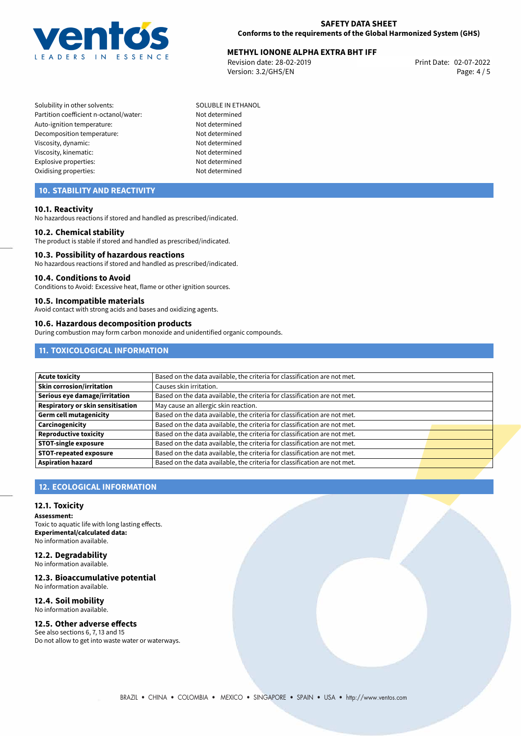| | |
|---|---|
| Solubility in other solvents: | SOLUBLE IN ETHANOL |
| Partition coefficient n-octanol/water: | Not determined |
| Auto-ignition temperature: | Not determined |
| Decomposition temperature: | Not determined |
| Viscosity, dynamic: | Not determined |
| Viscosity, kinematic: | Not determined |
| Explosive properties: | Not determined |
| Oxidising properties: | Not determined |

## 10. STABILITY AND REACTIVITY

### 10.1. Reactivity

No hazardous reactions if stored and handled as prescribed/indicated.

### 10.2. Chemical stability

The product is stable if stored and handled as prescribed/indicated.

### 10.3. Possibility of hazardous reactions

No hazardous reactions if stored and handled as prescribed/indicated.

### 10.4. Conditions to Avoid

Conditions to Avoid: Excessive heat, flame or other ignition sources.

### 10.5. Incompatible materials

Avoid contact with strong acids and bases and oxidizing agents.

### 10.6. Hazardous decomposition products

During combustion may form carbon monoxide and unidentified organic compounds.

## 11. TOXICOLOGICAL INFORMATION

| | |
|---|---|
| **Acute toxicity** | Based on the data available, the criteria for classification are not met. |
| **Skin corrosion/irritation** | Causes skin irritation. |
| **Serious eye damage/irritation** | Based on the data available, the criteria for classification are not met. |
| **Respiratory or skin sensitisation** | May cause an allergic skin reaction. |
| **Germ cell mutagenicity** | Based on the data available, the criteria for classification are not met. |
| **Carcinogenicity** | Based on the data available, the criteria for classification are not met. |
| **Reproductive toxicity** | Based on the data available, the criteria for classification are not met. |
| **STOT-single exposure** | Based on the data available, the criteria for classification are not met. |
| **STOT-repeated exposure** | Based on the data available, the criteria for classification are not met. |
| **Aspiration hazard** | Based on the data available, the criteria for classification are not met. |

## 12. ECOLOGICAL INFORMATION

### 12.1. Toxicity

**Assessment:**
Toxic to aquatic life with long lasting effects.
**Experimental/calculated data:**
No information available.

### 12.2. Degradability

No information available.

### 12.3. Bioaccumulative potential

No information available.

### 12.4. Soil mobility

No information available.

### 12.5. Other adverse effects

See also sections 6, 7, 13 and 15
Do not allow to get into waste water or waterways.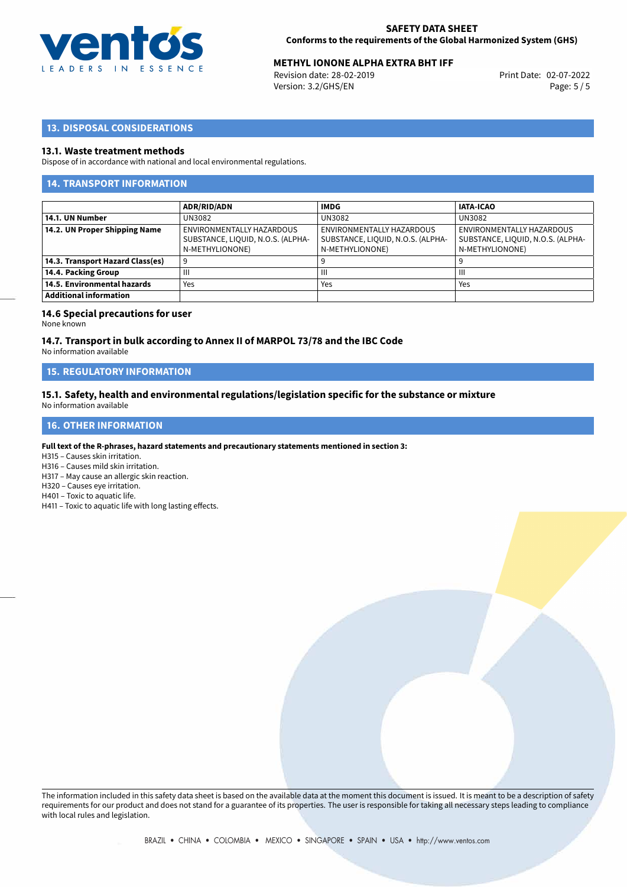## 13. DISPOSAL CONSIDERATIONS

### 13.1. Waste treatment methods

Dispose of in accordance with national and local environmental regulations.

## 14. TRANSPORT INFORMATION

| | ADR/RID/ADN | IMDG | IATA-ICAO |
|---|---|---|---|
| 14.1. UN Number | UN3082 | UN3082 | UN3082 |
| 14.2. UN Proper Shipping Name | ENVIRONMENTALLY HAZARDOUS SUBSTANCE, LIQUID, N.O.S. (ALPHA-N-METHYLIONONE) | ENVIRONMENTALLY HAZARDOUS SUBSTANCE, LIQUID, N.O.S. (ALPHA-N-METHYLIONONE) | ENVIRONMENTALLY HAZARDOUS SUBSTANCE, LIQUID, N.O.S. (ALPHA-N-METHYLIONONE) |
| 14.3. Transport Hazard Class(es) | 9 | 9 | 9 |
| 14.4. Packing Group | III | III | III |
| 14.5. Environmental hazards | Yes | Yes | Yes |
| Additional information | | | |

### 14.6 Special precautions for user

None known

### 14.7. Transport in bulk according to Annex II of MARPOL 73/78 and the IBC Code

No information available

## 15. REGULATORY INFORMATION

### 15.1. Safety, health and environmental regulations/legislation specific for the substance or mixture

No information available

## 16. OTHER INFORMATION

**Full text of the R-phrases, hazard statements and precautionary statements mentioned in section 3:**

H315 – Causes skin irritation.
H316 – Causes mild skin irritation.
H317 – May cause an allergic skin reaction.
H320 – Causes eye irritation.
H401 – Toxic to aquatic life.
H411 – Toxic to aquatic life with long lasting effects.

The information included in this safety data sheet is based on the available data at the moment this document is issued. It is meant to be a description of safety requirements for our product and does not stand for a guarantee of its properties. The user is responsible for taking all necessary steps leading to compliance with local rules and legislation.